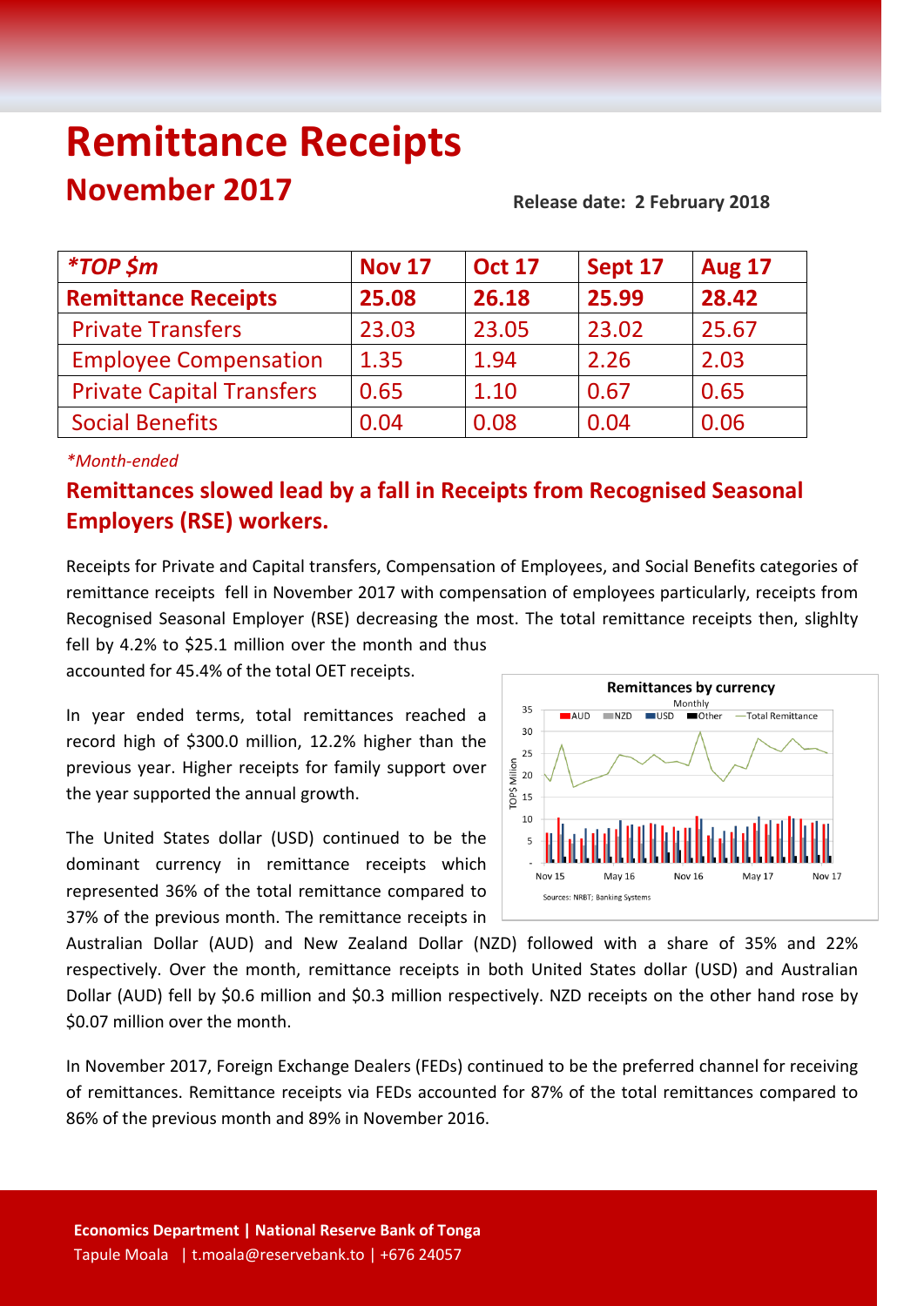# Remittance Receipts

## November 2017

**Release date: 2 February 2018**

| *TOP $m | Nov 17 | Oct 17 | Sept 17 | Aug 17 |
|---|---|---|---|---|
| **Remittance Receipts** | **25.08** | **26.18** | **25.99** | **28.42** |
| Private Transfers | 23.03 | 23.05 | 23.02 | 25.67 |
| Employee Compensation | 1.35 | 1.94 | 2.26 | 2.03 |
| Private Capital Transfers | 0.65 | 1.10 | 0.67 | 0.65 |
| Social Benefits | 0.04 | 0.08 | 0.04 | 0.06 |

*Month-ended

## Remittances slowed lead by a fall in Receipts from Recognised Seasonal Employers (RSE) workers.

Receipts for Private and Capital transfers, Compensation of Employees, and Social Benefits categories of remittance receipts fell in November 2017 with compensation of employees particularly, receipts from Recognised Seasonal Employer (RSE) decreasing the most. The total remittance receipts then, slighlty fell by 4.2% to $25.1 million over the month and thus accounted for 45.4% of the total OET receipts.

In year ended terms, total remittances reached a record high of $300.0 million, 12.2% higher than the previous year. Higher receipts for family support over the year supported the annual growth.

The United States dollar (USD) continued to be the dominant currency in remittance receipts which represented 36% of the total remittance compared to 37% of the previous month. The remittance receipts in Australian Dollar (AUD) and New Zealand Dollar (NZD) followed with a share of 35% and 22% respectively. Over the month, remittance receipts in both United States dollar (USD) and Australian Dollar (AUD) fell by $0.6 million and $0.3 million respectively. NZD receipts on the other hand rose by $0.07 million over the month.

**Remittances by currency**

Monthly

Sources: NRBT; Banking Systems

In November 2017, Foreign Exchange Dealers (FEDs) continued to be the preferred channel for receiving of remittances. Remittance receipts via FEDs accounted for 87% of the total remittances compared to 86% of the previous month and 89% in November 2016.

**Economics Department | National Reserve Bank of Tonga**
Tapule Moala | t.moala@reservebank.to | +676 24057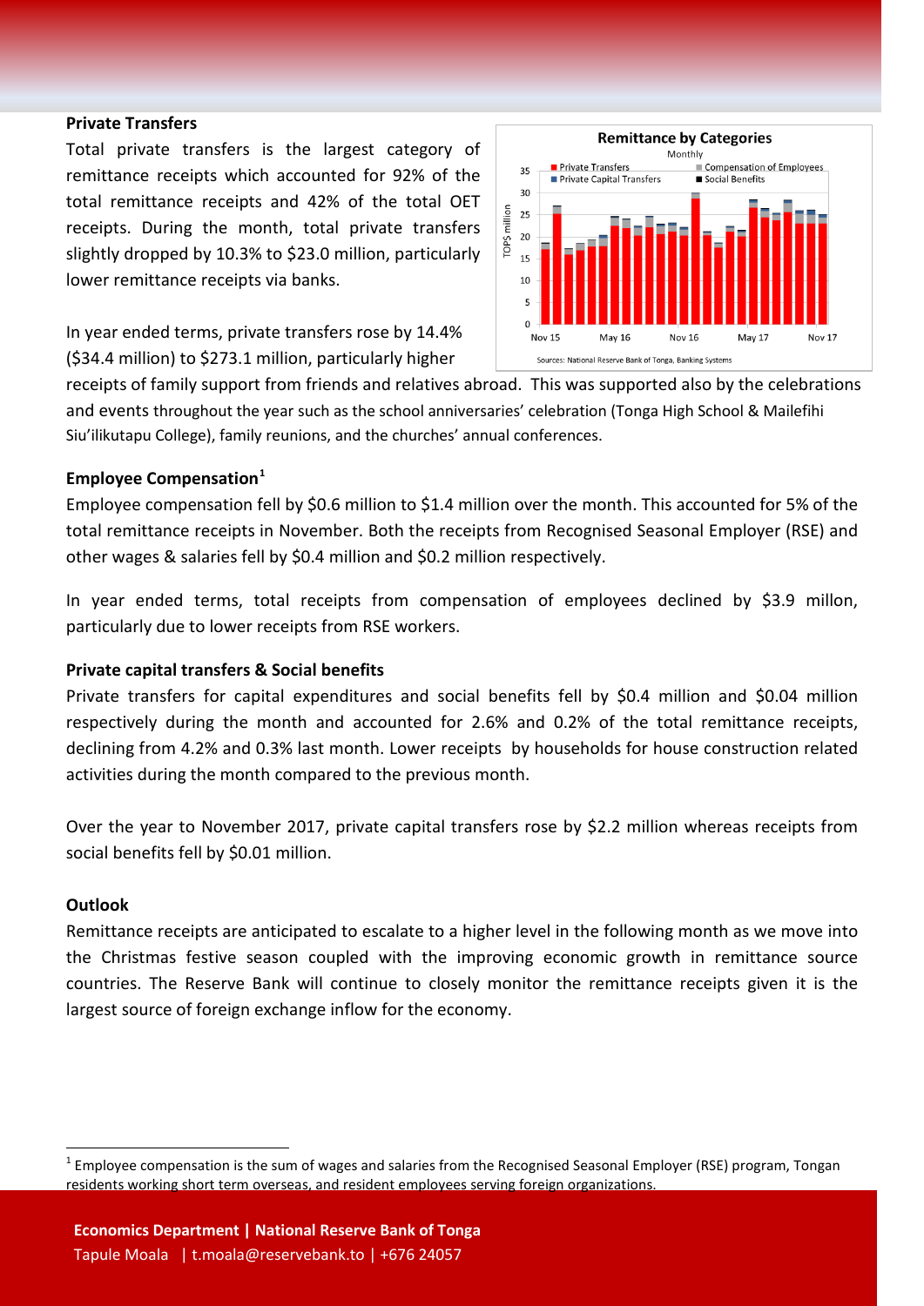### Private Transfers

Total private transfers is the largest category of remittance receipts which accounted for 92% of the total remittance receipts and 42% of the total OET receipts. During the month, total private transfers slightly dropped by 10.3% to $23.0 million, particularly lower remittance receipts via banks.

In year ended terms, private transfers rose by 14.4% ($34.4 million) to $273.1 million, particularly higher receipts of family support from friends and relatives abroad. This was supported also by the celebrations and events throughout the year such as the school anniversaries' celebration (Tonga High School & Mailefihi Siu'ilikutapu College), family reunions, and the churches' annual conferences.

### Employee Compensation[1]

Employee compensation fell by $0.6 million to $1.4 million over the month. This accounted for 5% of the total remittance receipts in November. Both the receipts from Recognised Seasonal Employer (RSE) and other wages & salaries fell by $0.4 million and $0.2 million respectively.

In year ended terms, total receipts from compensation of employees declined by $3.9 millon, particularly due to lower receipts from RSE workers.

### Private capital transfers & Social benefits

Private transfers for capital expenditures and social benefits fell by $0.4 million and $0.04 million respectively during the month and accounted for 2.6% and 0.2% of the total remittance receipts, declining from 4.2% and 0.3% last month. Lower receipts by households for house construction related activities during the month compared to the previous month.

Over the year to November 2017, private capital transfers rose by $2.2 million whereas receipts from social benefits fell by $0.01 million.

### Outlook

Remittance receipts are anticipated to escalate to a higher level in the following month as we move into the Christmas festive season coupled with the improving economic growth in remittance source countries. The Reserve Bank will continue to closely monitor the remittance receipts given it is the largest source of foreign exchange inflow for the economy.

[1] Employee compensation is the sum of wages and salaries from the Recognised Seasonal Employer (RSE) program, Tongan residents working short term overseas, and resident employees serving foreign organizations.

**Economics Department | National Reserve Bank of Tonga**
Tapule Moala | t.moala@reservebank.to | +676 24057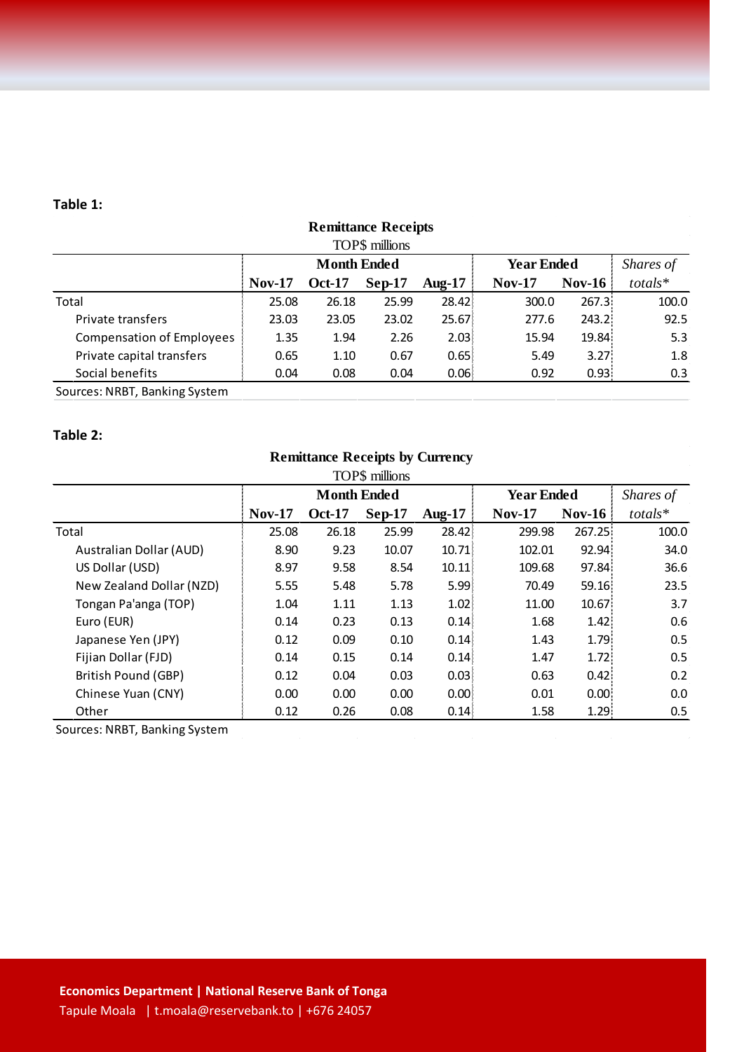**Table 1:**

**Remittance Receipts**

TOP$ millions

| | Month Ended | | | | Year Ended | | *Shares of* |
|---|---|---|---|---|---|---|---|
| | **Nov-17** | **Oct-17** | **Sep-17** | **Aug-17** | **Nov-17** | **Nov-16** | *totals** |
| Total | 25.08 | 26.18 | 25.99 | 28.42 | 300.0 | 267.3 | 100.0 |
| Private transfers | 23.03 | 23.05 | 23.02 | 25.67 | 277.6 | 243.2 | 92.5 |
| Compensation of Employees | 1.35 | 1.94 | 2.26 | 2.03 | 15.94 | 19.84 | 5.3 |
| Private capital transfers | 0.65 | 1.10 | 0.67 | 0.65 | 5.49 | 3.27 | 1.8 |
| Social benefits | 0.04 | 0.08 | 0.04 | 0.06 | 0.92 | 0.93 | 0.3 |

Sources: NRBT, Banking System

**Table 2:**

**Remittance Receipts by Currency**

TOP$ millions

| | Month Ended | | | | Year Ended | | *Shares of* |
|---|---|---|---|---|---|---|---|
| | **Nov-17** | **Oct-17** | **Sep-17** | **Aug-17** | **Nov-17** | **Nov-16** | *totals** |
| Total | 25.08 | 26.18 | 25.99 | 28.42 | 299.98 | 267.25 | 100.0 |
| Australian Dollar (AUD) | 8.90 | 9.23 | 10.07 | 10.71 | 102.01 | 92.94 | 34.0 |
| US Dollar (USD) | 8.97 | 9.58 | 8.54 | 10.11 | 109.68 | 97.84 | 36.6 |
| New Zealand Dollar (NZD) | 5.55 | 5.48 | 5.78 | 5.99 | 70.49 | 59.16 | 23.5 |
| Tongan Pa'anga (TOP) | 1.04 | 1.11 | 1.13 | 1.02 | 11.00 | 10.67 | 3.7 |
| Euro (EUR) | 0.14 | 0.23 | 0.13 | 0.14 | 1.68 | 1.42 | 0.6 |
| Japanese Yen (JPY) | 0.12 | 0.09 | 0.10 | 0.14 | 1.43 | 1.79 | 0.5 |
| Fijian Dollar (FJD) | 0.14 | 0.15 | 0.14 | 0.14 | 1.47 | 1.72 | 0.5 |
| British Pound (GBP) | 0.12 | 0.04 | 0.03 | 0.03 | 0.63 | 0.42 | 0.2 |
| Chinese Yuan (CNY) | 0.00 | 0.00 | 0.00 | 0.00 | 0.01 | 0.00 | 0.0 |
| Other | 0.12 | 0.26 | 0.08 | 0.14 | 1.58 | 1.29 | 0.5 |

Sources: NRBT, Banking System

**Economics Department | National Reserve Bank of Tonga**

Tapule Moala | t.moala@reservebank.to | +676 24057